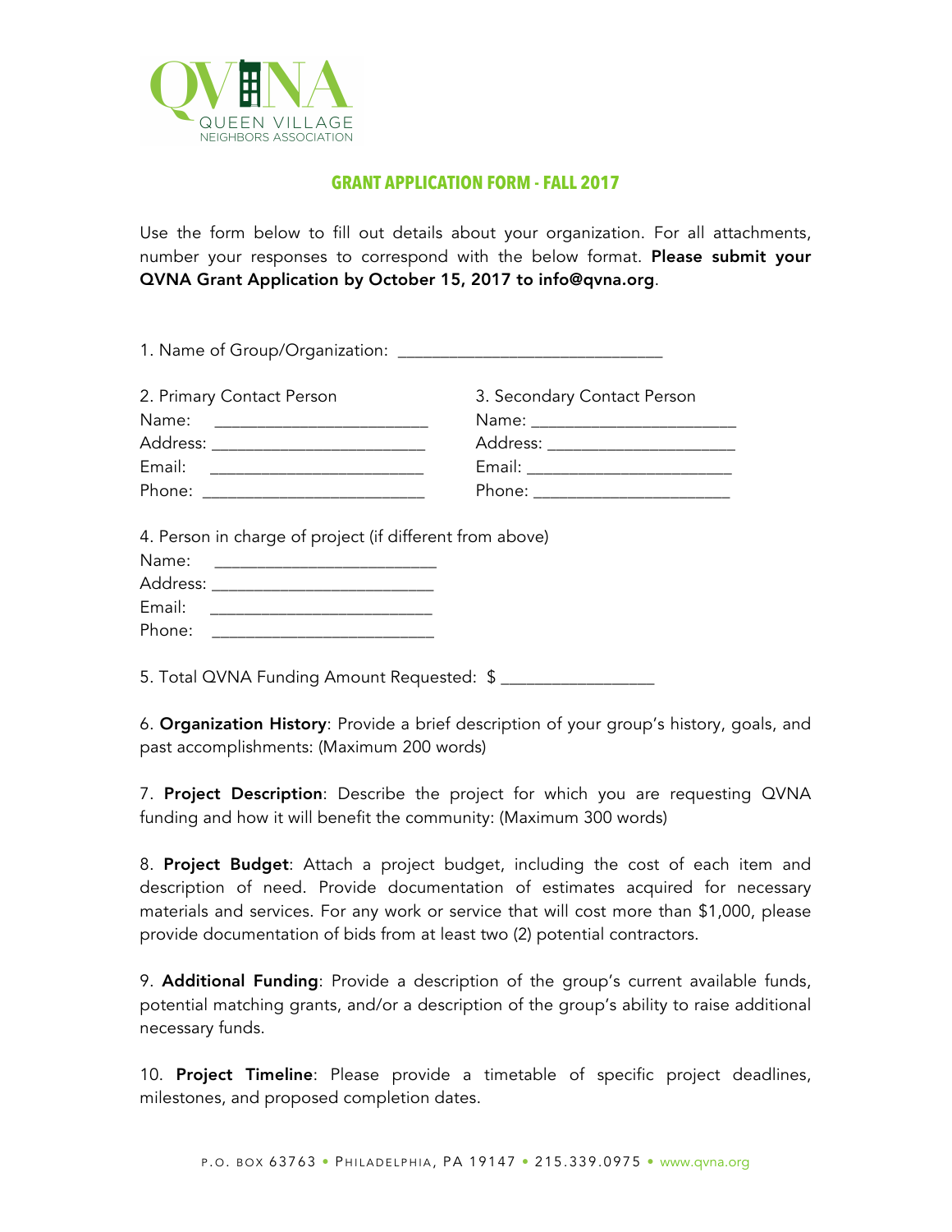QVNA
QUEEN VILLAGE
NEIGHBORS ASSOCIATION

## GRANT APPLICATION FORM - FALL 2017

Use the form below to fill out details about your organization. For all attachments, number your responses to correspond with the below format. **Please submit your QVNA Grant Application by October 15, 2017 to info@qvna.org**.

1. Name of Group/Organization: ______________________________

2. Primary Contact Person
Name: ______________________
Address: ______________________
Email: ______________________
Phone: ______________________

3. Secondary Contact Person
Name: ______________________
Address: ______________________
Email: ______________________
Phone: ______________________

4. Person in charge of project (if different from above)
Name: ______________________
Address: ______________________
Email: ______________________
Phone: ______________________

5. Total QVNA Funding Amount Requested: $ _______________

6. **Organization History**: Provide a brief description of your group's history, goals, and past accomplishments: (Maximum 200 words)

7. **Project Description**: Describe the project for which you are requesting QVNA funding and how it will benefit the community: (Maximum 300 words)

8. **Project Budget**: Attach a project budget, including the cost of each item and description of need. Provide documentation of estimates acquired for necessary materials and services. For any work or service that will cost more than $1,000, please provide documentation of bids from at least two (2) potential contractors.

9. **Additional Funding**: Provide a description of the group's current available funds, potential matching grants, and/or a description of the group's ability to raise additional necessary funds.

10. **Project Timeline**: Please provide a timetable of specific project deadlines, milestones, and proposed completion dates.

P.O. BOX 63763 • PHILADELPHIA, PA 19147 • 215.339.0975 • www.qvna.org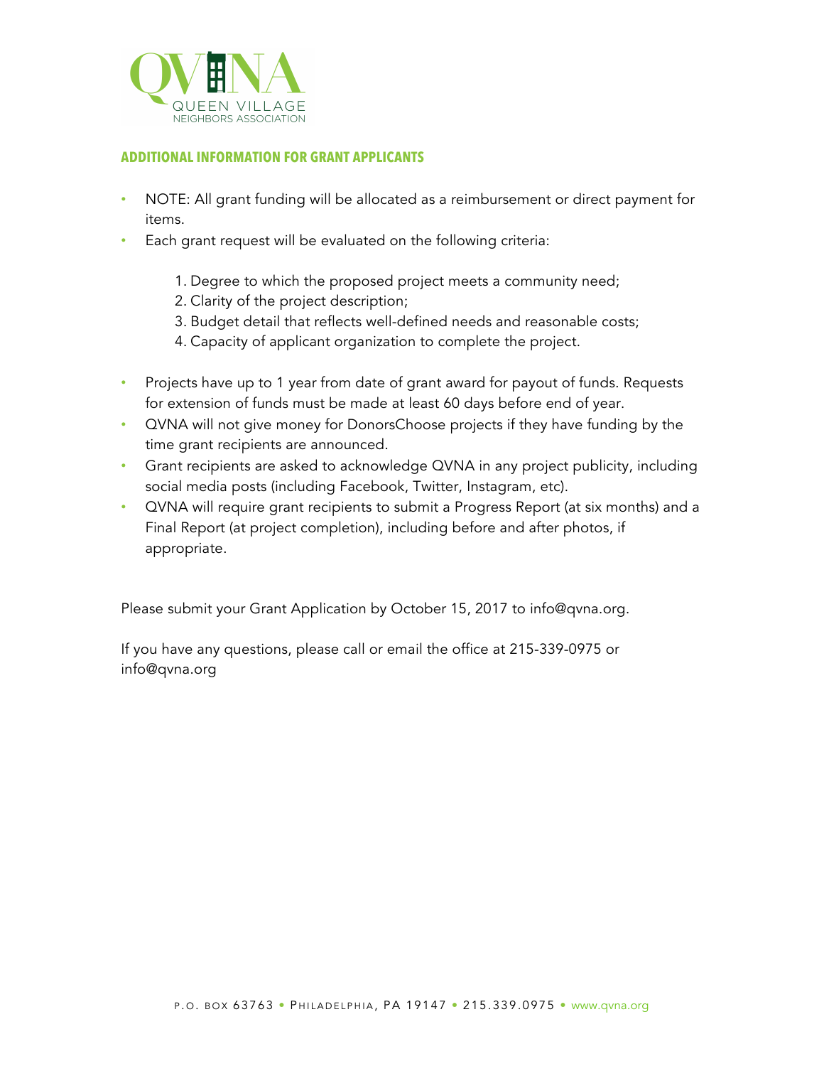## ADDITIONAL INFORMATION FOR GRANT APPLICANTS

- NOTE: All grant funding will be allocated as a reimbursement or direct payment for items.
- Each grant request will be evaluated on the following criteria:

    1. Degree to which the proposed project meets a community need;
    2. Clarity of the project description;
    3. Budget detail that reflects well-defined needs and reasonable costs;
    4. Capacity of applicant organization to complete the project.

- Projects have up to 1 year from date of grant award for payout of funds. Requests for extension of funds must be made at least 60 days before end of year.
- QVNA will not give money for DonorsChoose projects if they have funding by the time grant recipients are announced.
- Grant recipients are asked to acknowledge QVNA in any project publicity, including social media posts (including Facebook, Twitter, Instagram, etc).
- QVNA will require grant recipients to submit a Progress Report (at six months) and a Final Report (at project completion), including before and after photos, if appropriate.

Please submit your Grant Application by October 15, 2017 to info@qvna.org.

If you have any questions, please call or email the office at 215-339-0975 or info@qvna.org